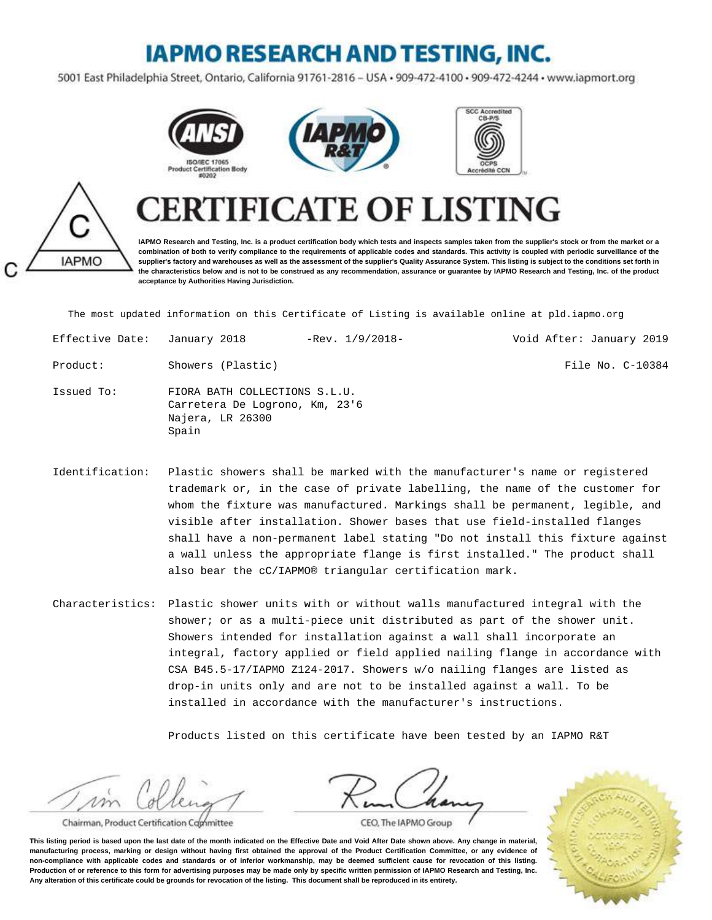# IAPMO RESEARCH AND TESTING, INC.

5001 East Philadelphia Street, Ontario, California 91761-2816 – USA • 909-472-4100 • 909-472-4244 • www.iapmort.org

ISO/IEC 17065 Product Certification Body #0202

SCC Accredited CB-P/S — OCPS Accrédité CCN

# CERTIFICATE OF LISTING

**IAPMO Research and Testing, Inc. is a product certification body which tests and inspects samples taken from the supplier's stock or from the market or a combination of both to verify compliance to the requirements of applicable codes and standards. This activity is coupled with periodic surveillance of the supplier's factory and warehouses as well as the assessment of the supplier's Quality Assurance System. This listing is subject to the conditions set forth in the characteristics below and is not to be construed as any recommendation, assurance or guarantee by IAPMO Research and Testing, Inc. of the product acceptance by Authorities Having Jurisdiction.**

The most updated information on this Certificate of Listing is available online at pld.iapmo.org

**Effective Date:** January 2018 -Rev. 1/9/2018- **Void After:** January 2019

**Product:** Showers (Plastic) **File No.** C-10384

**Issued To:**
FIORA BATH COLLECTIONS S.L.U.
Carretera De Logrono, Km, 23'6
Najera, LR 26300
Spain

**Identification:** Plastic showers shall be marked with the manufacturer's name or registered trademark or, in the case of private labelling, the name of the customer for whom the fixture was manufactured. Markings shall be permanent, legible, and visible after installation. Shower bases that use field-installed flanges shall have a non-permanent label stating "Do not install this fixture against a wall unless the appropriate flange is first installed." The product shall also bear the cC/IAPMO® triangular certification mark.

**Characteristics:** Plastic shower units with or without walls manufactured integral with the shower; or as a multi-piece unit distributed as part of the shower unit. Showers intended for installation against a wall shall incorporate an integral, factory applied or field applied nailing flange in accordance with CSA B45.5-17/IAPMO Z124-2017. Showers w/o nailing flanges are listed as drop-in units only and are not to be installed against a wall. To be installed in accordance with the manufacturer's instructions.

Products listed on this certificate have been tested by an IAPMO R&T

Chairman, Product Certification Committee

CEO, The IAPMO Group

**This listing period is based upon the last date of the month indicated on the Effective Date and Void After Date shown above. Any change in material, manufacturing process, marking or design without having first obtained the approval of the Product Certification Committee, or any evidence of non-compliance with applicable codes and standards or of inferior workmanship, may be deemed sufficient cause for revocation of this listing. Production of or reference to this form for advertising purposes may be made only by specific written permission of IAPMO Research and Testing, Inc. Any alteration of this certificate could be grounds for revocation of the listing. This document shall be reproduced in its entirety.**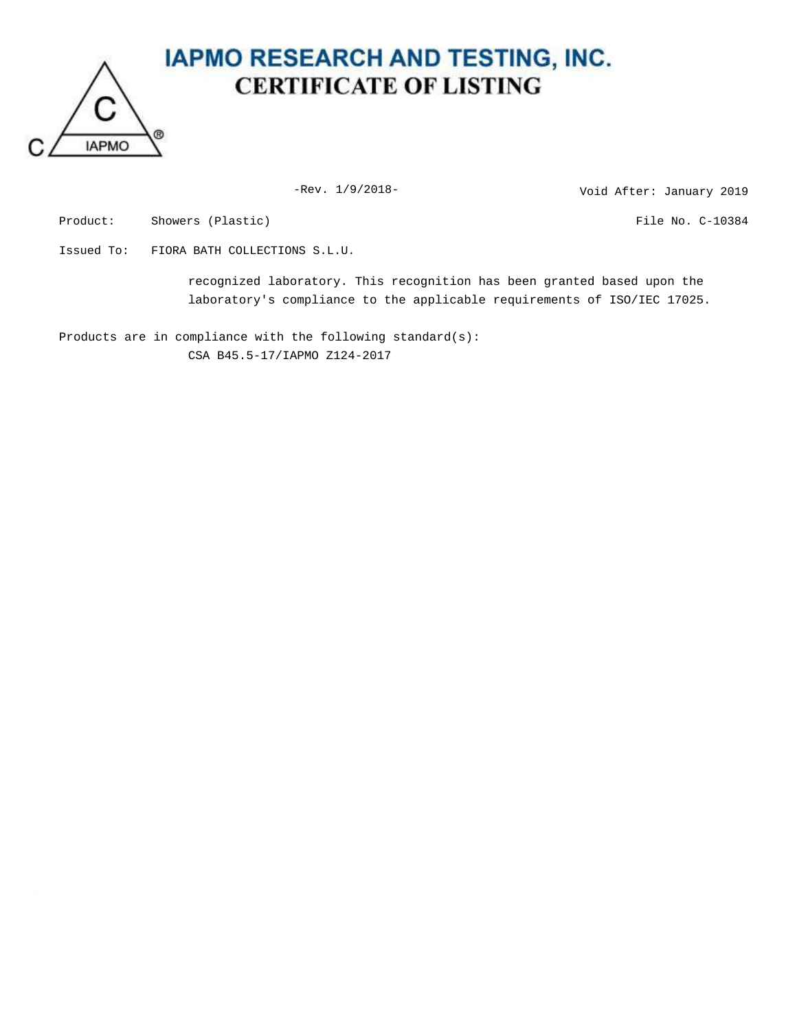# IAPMO RESEARCH AND TESTING, INC.
## CERTIFICATE OF LISTING

-Rev. 1/9/2018-

Void After: January 2019

Product: Showers (Plastic)

File No. C-10384

Issued To: FIORA BATH COLLECTIONS S.L.U.

recognized laboratory. This recognition has been granted based upon the laboratory's compliance to the applicable requirements of ISO/IEC 17025.

Products are in compliance with the following standard(s):

CSA B45.5-17/IAPMO Z124-2017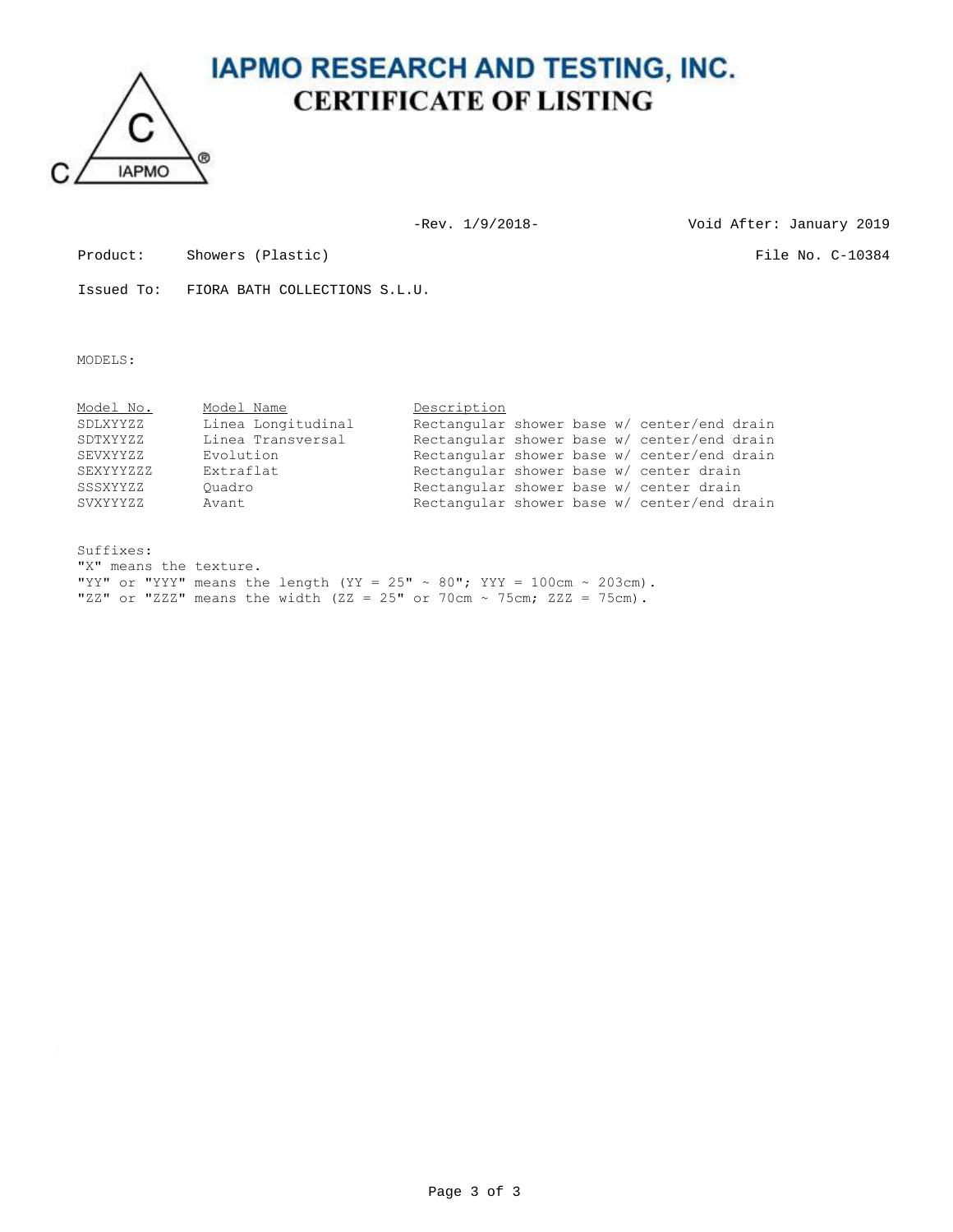# IAPMO RESEARCH AND TESTING, INC.

## CERTIFICATE OF LISTING

-Rev. 1/9/2018- Void After: January 2019

Product: Showers (Plastic) File No. C-10384

Issued To: FIORA BATH COLLECTIONS S.L.U.

MODELS:

| Model No. | Model Name | Description |
| --- | --- | --- |
| SDLXYYZZ | Linea Longitudinal | Rectangular shower base w/ center/end drain |
| SDTXYYZZ | Linea Transversal | Rectangular shower base w/ center/end drain |
| SEVXYYZZ | Evolution | Rectangular shower base w/ center/end drain |
| SEXYYYZZZ | Extraflat | Rectangular shower base w/ center drain |
| SSSXYYZZ | Quadro | Rectangular shower base w/ center drain |
| SVXYYYZZ | Avant | Rectangular shower base w/ center/end drain |

Suffixes:
"X" means the texture.
"YY" or "YYY" means the length (YY = 25" ~ 80"; YYY = 100cm ~ 203cm).
"ZZ" or "ZZZ" means the width (ZZ = 25" or 70cm ~ 75cm; ZZZ = 75cm).